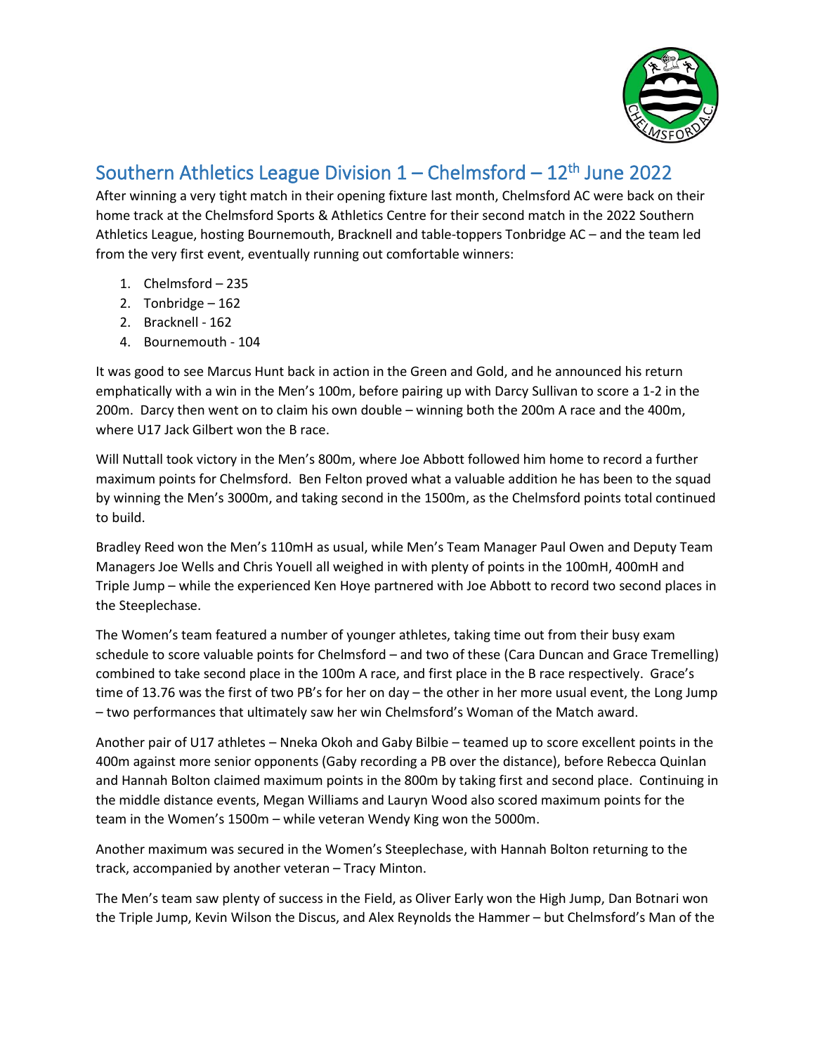## Southern Athletics League Division 1 – Chelmsford – 12th June 2022

After winning a very tight match in their opening fixture last month, Chelmsford AC were back on their home track at the Chelmsford Sports & Athletics Centre for their second match in the 2022 Southern Athletics League, hosting Bournemouth, Bracknell and table-toppers Tonbridge AC – and the team led from the very first event, eventually running out comfortable winners:

1. Chelmsford – 235
2. Tonbridge – 162
2. Bracknell - 162
4. Bournemouth - 104

It was good to see Marcus Hunt back in action in the Green and Gold, and he announced his return emphatically with a win in the Men's 100m, before pairing up with Darcy Sullivan to score a 1-2 in the 200m. Darcy then went on to claim his own double – winning both the 200m A race and the 400m, where U17 Jack Gilbert won the B race.

Will Nuttall took victory in the Men's 800m, where Joe Abbott followed him home to record a further maximum points for Chelmsford. Ben Felton proved what a valuable addition he has been to the squad by winning the Men's 3000m, and taking second in the 1500m, as the Chelmsford points total continued to build.

Bradley Reed won the Men's 110mH as usual, while Men's Team Manager Paul Owen and Deputy Team Managers Joe Wells and Chris Youell all weighed in with plenty of points in the 100mH, 400mH and Triple Jump – while the experienced Ken Hoye partnered with Joe Abbott to record two second places in the Steeplechase.

The Women's team featured a number of younger athletes, taking time out from their busy exam schedule to score valuable points for Chelmsford – and two of these (Cara Duncan and Grace Tremelling) combined to take second place in the 100m A race, and first place in the B race respectively. Grace's time of 13.76 was the first of two PB's for her on day – the other in her more usual event, the Long Jump – two performances that ultimately saw her win Chelmsford's Woman of the Match award.

Another pair of U17 athletes – Nneka Okoh and Gaby Bilbie – teamed up to score excellent points in the 400m against more senior opponents (Gaby recording a PB over the distance), before Rebecca Quinlan and Hannah Bolton claimed maximum points in the 800m by taking first and second place. Continuing in the middle distance events, Megan Williams and Lauryn Wood also scored maximum points for the team in the Women's 1500m – while veteran Wendy King won the 5000m.

Another maximum was secured in the Women's Steeplechase, with Hannah Bolton returning to the track, accompanied by another veteran – Tracy Minton.

The Men's team saw plenty of success in the Field, as Oliver Early won the High Jump, Dan Botnari won the Triple Jump, Kevin Wilson the Discus, and Alex Reynolds the Hammer – but Chelmsford's Man of the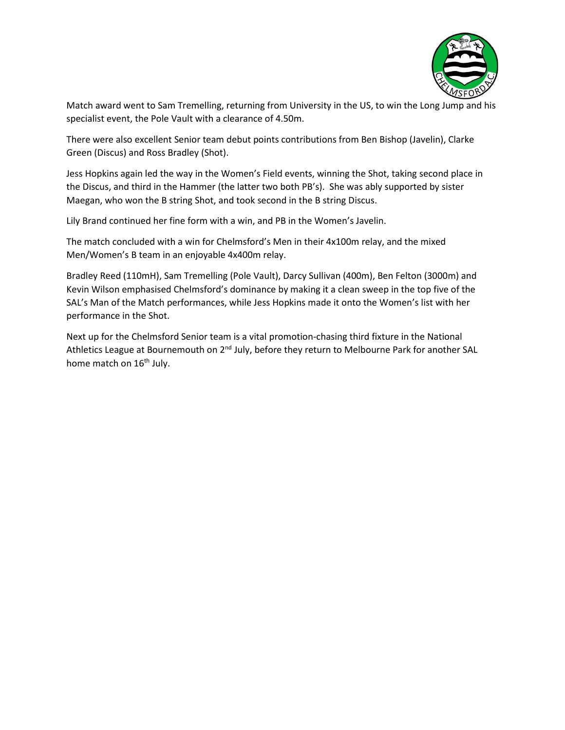Match award went to Sam Tremelling, returning from University in the US, to win the Long Jump and his specialist event, the Pole Vault with a clearance of 4.50m.

There were also excellent Senior team debut points contributions from Ben Bishop (Javelin), Clarke Green (Discus) and Ross Bradley (Shot).

Jess Hopkins again led the way in the Women's Field events, winning the Shot, taking second place in the Discus, and third in the Hammer (the latter two both PB's). She was ably supported by sister Maegan, who won the B string Shot, and took second in the B string Discus.

Lily Brand continued her fine form with a win, and PB in the Women's Javelin.

The match concluded with a win for Chelmsford's Men in their 4x100m relay, and the mixed Men/Women's B team in an enjoyable 4x400m relay.

Bradley Reed (110mH), Sam Tremelling (Pole Vault), Darcy Sullivan (400m), Ben Felton (3000m) and Kevin Wilson emphasised Chelmsford's dominance by making it a clean sweep in the top five of the SAL's Man of the Match performances, while Jess Hopkins made it onto the Women's list with her performance in the Shot.

Next up for the Chelmsford Senior team is a vital promotion-chasing third fixture in the National Athletics League at Bournemouth on 2nd July, before they return to Melbourne Park for another SAL home match on 16th July.